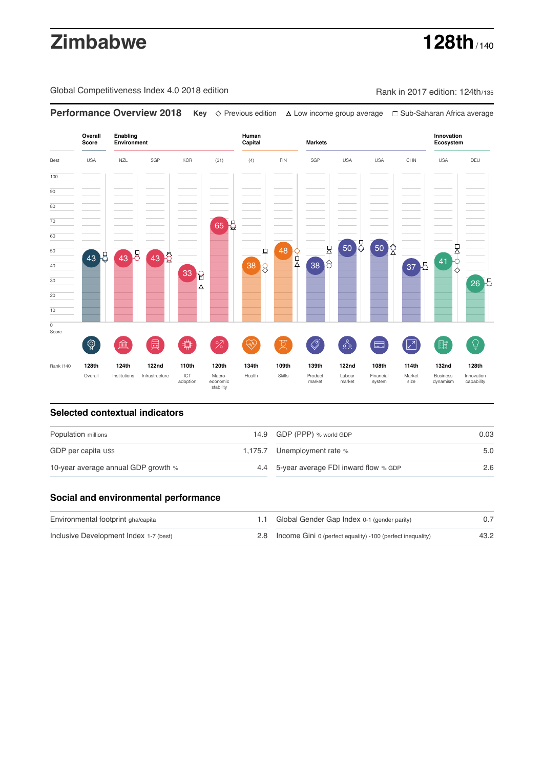# Zimbabwe

**128th** / 140

Global Competitiveness Index 4.0 2018 edition

Rank in 2017 edition: 124th/135

## Performance Overview 2018

**Key** ◇ Previous edition △ Low income group average □ Sub-Saharan Africa average

| | Overall Score | Enabling Environment | | | | Human Capital | | Markets | | | | Innovation Ecosystem | |
|---|---|---|---|---|---|---|---|---|---|---|---|---|---|
| Best | USA | NZL | SGP | KOR | (31) | (4) | FIN | SGP | USA | USA | CHN | USA | DEU |
| Score | 43 | 43 | 43 | 33 | 65 | 38 | 48 | 38 | 50 | 50 | 37 | 41 | 26 |
| Rank /140 | 128th | 124th | 122nd | 110th | 120th | 134th | 109th | 139th | 122nd | 108th | 114th | 132nd | 128th |
| | Overall | Institutions | Infrastructure | ICT adoption | Macro-economic stability | Health | Skills | Product market | Labour market | Financial system | Market size | Business dynamism | Innovation capability |

## Selected contextual indicators

| | | | |
|---|---|---|---|
| Population millions | 14.9 | GDP (PPP) % world GDP | 0.03 |
| GDP per capita US$ | 1,175.7 | Unemployment rate % | 5.0 |
| 10-year average annual GDP growth % | 4.4 | 5-year average FDI inward flow % GDP | 2.6 |

## Social and environmental performance

| | | | |
|---|---|---|---|
| Environmental footprint gha/capita | 1.1 | Global Gender Gap Index 0-1 (gender parity) | 0.7 |
| Inclusive Development Index 1-7 (best) | 2.8 | Income Gini 0 (perfect equality) -100 (perfect inequality) | 43.2 |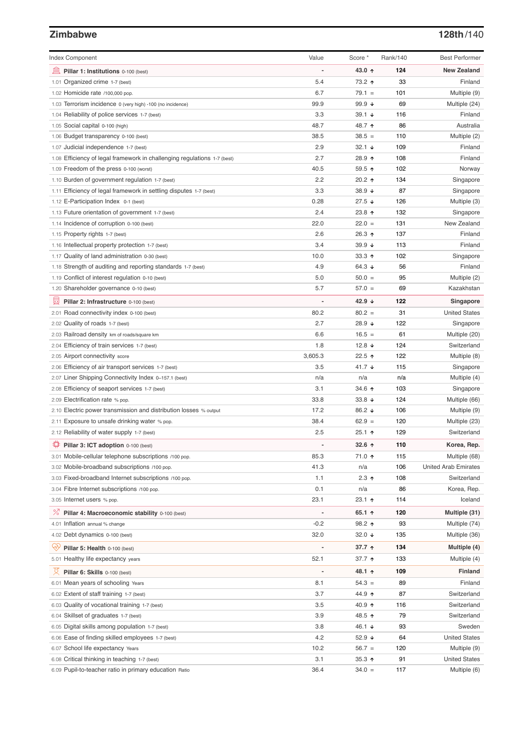## Zimbabwe

**128th/140**

| Index Component | Value | Score * | Rank/140 | Best Performer |
|---|---|---|---|---|
| **Pillar 1: Institutions** 0-100 (best) | - | **43.0 ↑** | **124** | **New Zealand** |
| 1.01 Organized crime 1-7 (best) | 5.4 | 73.2 ↑ | 33 | Finland |
| 1.02 Homicide rate /100,000 pop. | 6.7 | 79.1 = | 101 | Multiple (9) |
| 1.03 Terrorism incidence 0 (very high) -100 (no incidence) | 99.9 | 99.9 ↓ | 69 | Multiple (24) |
| 1.04 Reliability of police services 1-7 (best) | 3.3 | 39.1 ↓ | 116 | Finland |
| 1.05 Social capital 0-100 (high) | 48.7 | 48.7 ↑ | 86 | Australia |
| 1.06 Budget transparency 0-100 (best) | 38.5 | 38.5 = | 110 | Multiple (2) |
| 1.07 Judicial independence 1-7 (best) | 2.9 | 32.1 ↓ | 109 | Finland |
| 1.08 Efficiency of legal framework in challenging regulations 1-7 (best) | 2.7 | 28.9 ↑ | 108 | Finland |
| 1.09 Freedom of the press 0-100 (worst) | 40.5 | 59.5 ↑ | 102 | Norway |
| 1.10 Burden of government regulation 1-7 (best) | 2.2 | 20.2 ↑ | 134 | Singapore |
| 1.11 Efficiency of legal framework in settling disputes 1-7 (best) | 3.3 | 38.9 ↓ | 87 | Singapore |
| 1.12 E-Participation Index 0-1 (best) | 0.28 | 27.5 ↓ | 126 | Multiple (3) |
| 1.13 Future orientation of government 1-7 (best) | 2.4 | 23.8 ↑ | 132 | Singapore |
| 1.14 Incidence of corruption 0-100 (best) | 22.0 | 22.0 = | 131 | New Zealand |
| 1.15 Property rights 1-7 (best) | 2.6 | 26.3 ↑ | 137 | Finland |
| 1.16 Intellectual property protection 1-7 (best) | 3.4 | 39.9 ↓ | 113 | Finland |
| 1.17 Quality of land administration 0-30 (best) | 10.0 | 33.3 ↑ | 102 | Singapore |
| 1.18 Strength of auditing and reporting standards 1-7 (best) | 4.9 | 64.3 ↓ | 56 | Finland |
| 1.19 Conflict of interest regulation 0-10 (best) | 5.0 | 50.0 = | 95 | Multiple (2) |
| 1.20 Shareholder governance 0-10 (best) | 5.7 | 57.0 = | 69 | Kazakhstan |
| **Pillar 2: Infrastructure** 0-100 (best) | - | **42.9 ↓** | **122** | **Singapore** |
| 2.01 Road connectivity index 0-100 (best) | 80.2 | 80.2 = | 31 | United States |
| 2.02 Quality of roads 1-7 (best) | 2.7 | 28.9 ↓ | 122 | Singapore |
| 2.03 Railroad density km of roads/square km | 6.6 | 16.5 = | 61 | Multiple (20) |
| 2.04 Efficiency of train services 1-7 (best) | 1.8 | 12.8 ↓ | 124 | Switzerland |
| 2.05 Airport connectivity score | 3,605.3 | 22.5 ↑ | 122 | Multiple (8) |
| 2.06 Efficiency of air transport services 1-7 (best) | 3.5 | 41.7 ↓ | 115 | Singapore |
| 2.07 Liner Shipping Connectivity Index 0–157.1 (best) | n/a | n/a | n/a | Multiple (4) |
| 2.08 Efficiency of seaport services 1-7 (best) | 3.1 | 34.6 ↑ | 103 | Singapore |
| 2.09 Electrification rate % pop. | 33.8 | 33.8 ↓ | 124 | Multiple (66) |
| 2.10 Electric power transmission and distribution losses % output | 17.2 | 86.2 ↓ | 106 | Multiple (9) |
| 2.11 Exposure to unsafe drinking water % pop. | 38.4 | 62.9 = | 120 | Multiple (23) |
| 2.12 Reliability of water supply 1-7 (best) | 2.5 | 25.1 ↑ | 129 | Switzerland |
| **Pillar 3: ICT adoption** 0-100 (best) | - | **32.6 ↑** | **110** | **Korea, Rep.** |
| 3.01 Mobile-cellular telephone subscriptions /100 pop. | 85.3 | 71.0 ↑ | 115 | Multiple (68) |
| 3.02 Mobile-broadband subscriptions /100 pop. | 41.3 | n/a | 106 | United Arab Emirates |
| 3.03 Fixed-broadband Internet subscriptions /100 pop. | 1.1 | 2.3 ↑ | 108 | Switzerland |
| 3.04 Fibre Internet subscriptions /100 pop. | 0.1 | n/a | 86 | Korea, Rep. |
| 3.05 Internet users % pop. | 23.1 | 23.1 ↑ | 114 | Iceland |
| **Pillar 4: Macroeconomic stability** 0-100 (best) | - | **65.1 ↑** | **120** | **Multiple (31)** |
| 4.01 Inflation annual % change | -0.2 | 98.2 ↑ | 93 | Multiple (74) |
| 4.02 Debt dynamics 0-100 (best) | 32.0 | 32.0 ↓ | 135 | Multiple (36) |
| **Pillar 5: Health** 0-100 (best) | - | **37.7 ↑** | **134** | **Multiple (4)** |
| 5.01 Healthy life expectancy years | 52.1 | 37.7 ↑ | 133 | Multiple (4) |
| **Pillar 6: Skills** 0-100 (best) | - | **48.1 ↑** | **109** | **Finland** |
| 6.01 Mean years of schooling Years | 8.1 | 54.3 = | 89 | Finland |
| 6.02 Extent of staff training 1-7 (best) | 3.7 | 44.9 ↑ | 87 | Switzerland |
| 6.03 Quality of vocational training 1-7 (best) | 3.5 | 40.9 ↑ | 116 | Switzerland |
| 6.04 Skillset of graduates 1-7 (best) | 3.9 | 48.5 ↑ | 79 | Switzerland |
| 6.05 Digital skills among population 1-7 (best) | 3.8 | 46.1 ↓ | 93 | Sweden |
| 6.06 Ease of finding skilled employees 1-7 (best) | 4.2 | 52.9 ↓ | 64 | United States |
| 6.07 School life expectancy Years | 10.2 | 56.7 = | 120 | Multiple (9) |
| 6.08 Critical thinking in teaching 1-7 (best) | 3.1 | 35.3 ↑ | 91 | United States |
| 6.09 Pupil-to-teacher ratio in primary education Ratio | 36.4 | 34.0 = | 117 | Multiple (6) |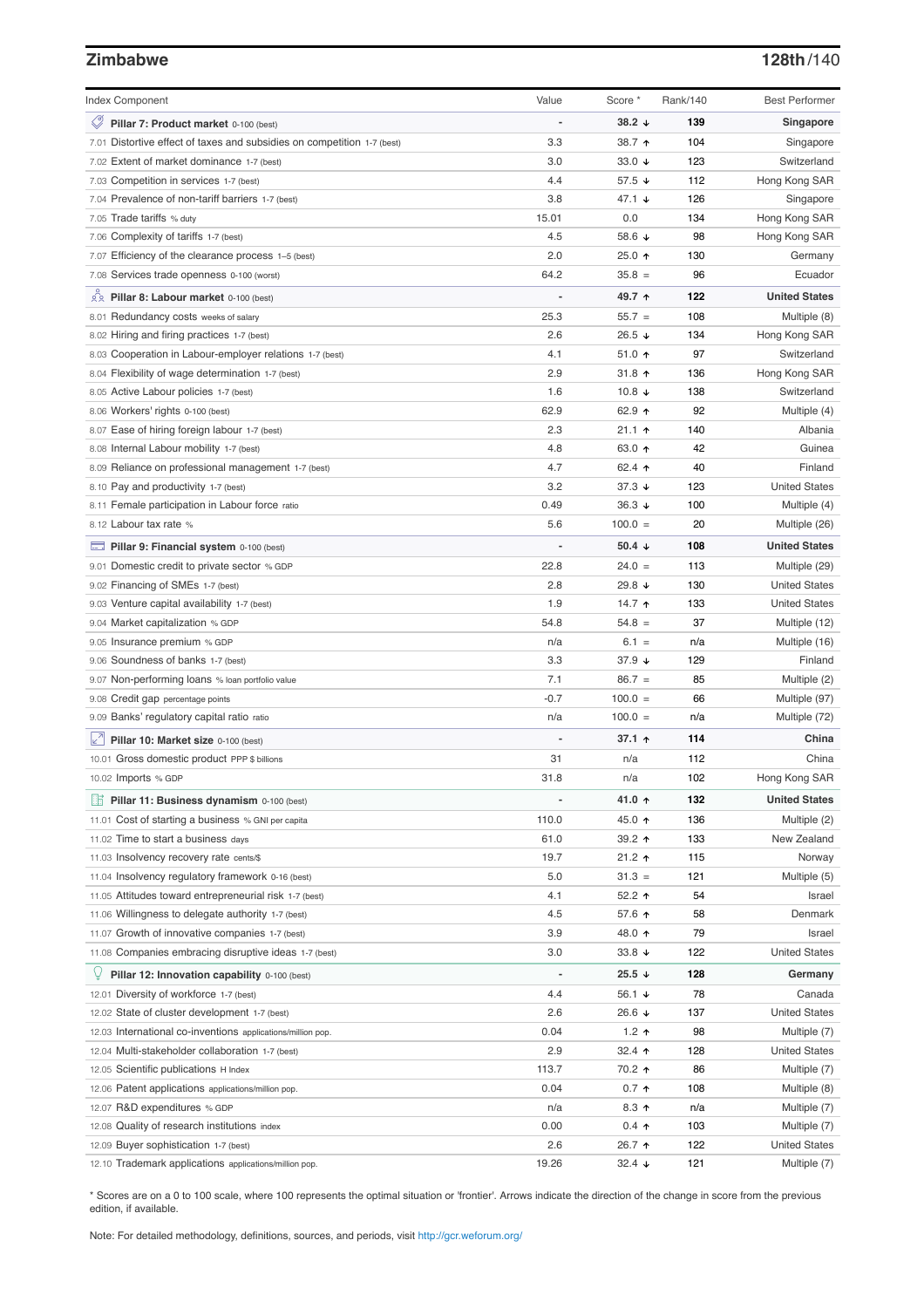## Zimbabwe

**128th**/140

| Index Component | Value | Score * | Rank/140 | Best Performer |
|---|---|---|---|---|
| **Pillar 7: Product market** 0-100 (best) | - | **38.2 ↓** | **139** | **Singapore** |
| 7.01 Distortive effect of taxes and subsidies on competition 1-7 (best) | 3.3 | 38.7 ↑ | 104 | Singapore |
| 7.02 Extent of market dominance 1-7 (best) | 3.0 | 33.0 ↓ | 123 | Switzerland |
| 7.03 Competition in services 1-7 (best) | 4.4 | 57.5 ↓ | 112 | Hong Kong SAR |
| 7.04 Prevalence of non-tariff barriers 1-7 (best) | 3.8 | 47.1 ↓ | 126 | Singapore |
| 7.05 Trade tariffs % duty | 15.01 | 0.0 | 134 | Hong Kong SAR |
| 7.06 Complexity of tariffs 1-7 (best) | 4.5 | 58.6 ↓ | 98 | Hong Kong SAR |
| 7.07 Efficiency of the clearance process 1–5 (best) | 2.0 | 25.0 ↑ | 130 | Germany |
| 7.08 Services trade openness 0-100 (worst) | 64.2 | 35.8 = | 96 | Ecuador |
| **Pillar 8: Labour market** 0-100 (best) | - | **49.7 ↑** | **122** | **United States** |
| 8.01 Redundancy costs weeks of salary | 25.3 | 55.7 = | 108 | Multiple (8) |
| 8.02 Hiring and firing practices 1-7 (best) | 2.6 | 26.5 ↓ | 134 | Hong Kong SAR |
| 8.03 Cooperation in Labour-employer relations 1-7 (best) | 4.1 | 51.0 ↑ | 97 | Switzerland |
| 8.04 Flexibility of wage determination 1-7 (best) | 2.9 | 31.8 ↑ | 136 | Hong Kong SAR |
| 8.05 Active Labour policies 1-7 (best) | 1.6 | 10.8 ↓ | 138 | Switzerland |
| 8.06 Workers' rights 0-100 (best) | 62.9 | 62.9 ↑ | 92 | Multiple (4) |
| 8.07 Ease of hiring foreign labour 1-7 (best) | 2.3 | 21.1 ↑ | 140 | Albania |
| 8.08 Internal Labour mobility 1-7 (best) | 4.8 | 63.0 ↑ | 42 | Guinea |
| 8.09 Reliance on professional management 1-7 (best) | 4.7 | 62.4 ↑ | 40 | Finland |
| 8.10 Pay and productivity 1-7 (best) | 3.2 | 37.3 ↓ | 123 | United States |
| 8.11 Female participation in Labour force ratio | 0.49 | 36.3 ↓ | 100 | Multiple (4) |
| 8.12 Labour tax rate % | 5.6 | 100.0 = | 20 | Multiple (26) |
| **Pillar 9: Financial system** 0-100 (best) | - | **50.4 ↓** | **108** | **United States** |
| 9.01 Domestic credit to private sector % GDP | 22.8 | 24.0 = | 113 | Multiple (29) |
| 9.02 Financing of SMEs 1-7 (best) | 2.8 | 29.8 ↓ | 130 | United States |
| 9.03 Venture capital availability 1-7 (best) | 1.9 | 14.7 ↑ | 133 | United States |
| 9.04 Market capitalization % GDP | 54.8 | 54.8 = | 37 | Multiple (12) |
| 9.05 Insurance premium % GDP | n/a | 6.1 = | n/a | Multiple (16) |
| 9.06 Soundness of banks 1-7 (best) | 3.3 | 37.9 ↓ | 129 | Finland |
| 9.07 Non-performing loans % loan portfolio value | 7.1 | 86.7 = | 85 | Multiple (2) |
| 9.08 Credit gap percentage points | -0.7 | 100.0 = | 66 | Multiple (97) |
| 9.09 Banks' regulatory capital ratio ratio | n/a | 100.0 = | n/a | Multiple (72) |
| **Pillar 10: Market size** 0-100 (best) | - | **37.1 ↑** | **114** | **China** |
| 10.01 Gross domestic product PPP $ billions | 31 | n/a | 112 | China |
| 10.02 Imports % GDP | 31.8 | n/a | 102 | Hong Kong SAR |
| **Pillar 11: Business dynamism** 0-100 (best) | - | **41.0 ↑** | **132** | **United States** |
| 11.01 Cost of starting a business % GNI per capita | 110.0 | 45.0 ↑ | 136 | Multiple (2) |
| 11.02 Time to start a business days | 61.0 | 39.2 ↑ | 133 | New Zealand |
| 11.03 Insolvency recovery rate cents/$ | 19.7 | 21.2 ↑ | 115 | Norway |
| 11.04 Insolvency regulatory framework 0-16 (best) | 5.0 | 31.3 = | 121 | Multiple (5) |
| 11.05 Attitudes toward entrepreneurial risk 1-7 (best) | 4.1 | 52.2 ↑ | 54 | Israel |
| 11.06 Willingness to delegate authority 1-7 (best) | 4.5 | 57.6 ↑ | 58 | Denmark |
| 11.07 Growth of innovative companies 1-7 (best) | 3.9 | 48.0 ↑ | 79 | Israel |
| 11.08 Companies embracing disruptive ideas 1-7 (best) | 3.0 | 33.8 ↓ | 122 | United States |
| **Pillar 12: Innovation capability** 0-100 (best) | - | **25.5 ↓** | **128** | **Germany** |
| 12.01 Diversity of workforce 1-7 (best) | 4.4 | 56.1 ↓ | 78 | Canada |
| 12.02 State of cluster development 1-7 (best) | 2.6 | 26.6 ↓ | 137 | United States |
| 12.03 International co-inventions applications/million pop. | 0.04 | 1.2 ↑ | 98 | Multiple (7) |
| 12.04 Multi-stakeholder collaboration 1-7 (best) | 2.9 | 32.4 ↑ | 128 | United States |
| 12.05 Scientific publications H Index | 113.7 | 70.2 ↑ | 86 | Multiple (7) |
| 12.06 Patent applications applications/million pop. | 0.04 | 0.7 ↑ | 108 | Multiple (8) |
| 12.07 R&D expenditures % GDP | n/a | 8.3 ↑ | n/a | Multiple (7) |
| 12.08 Quality of research institutions index | 0.00 | 0.4 ↑ | 103 | Multiple (7) |
| 12.09 Buyer sophistication 1-7 (best) | 2.6 | 26.7 ↑ | 122 | United States |
| 12.10 Trademark applications applications/million pop. | 19.26 | 32.4 ↓ | 121 | Multiple (7) |

* Scores are on a 0 to 100 scale, where 100 represents the optimal situation or 'frontier'. Arrows indicate the direction of the change in score from the previous edition, if available.

Note: For detailed methodology, definitions, sources, and periods, visit http://gcr.weforum.org/